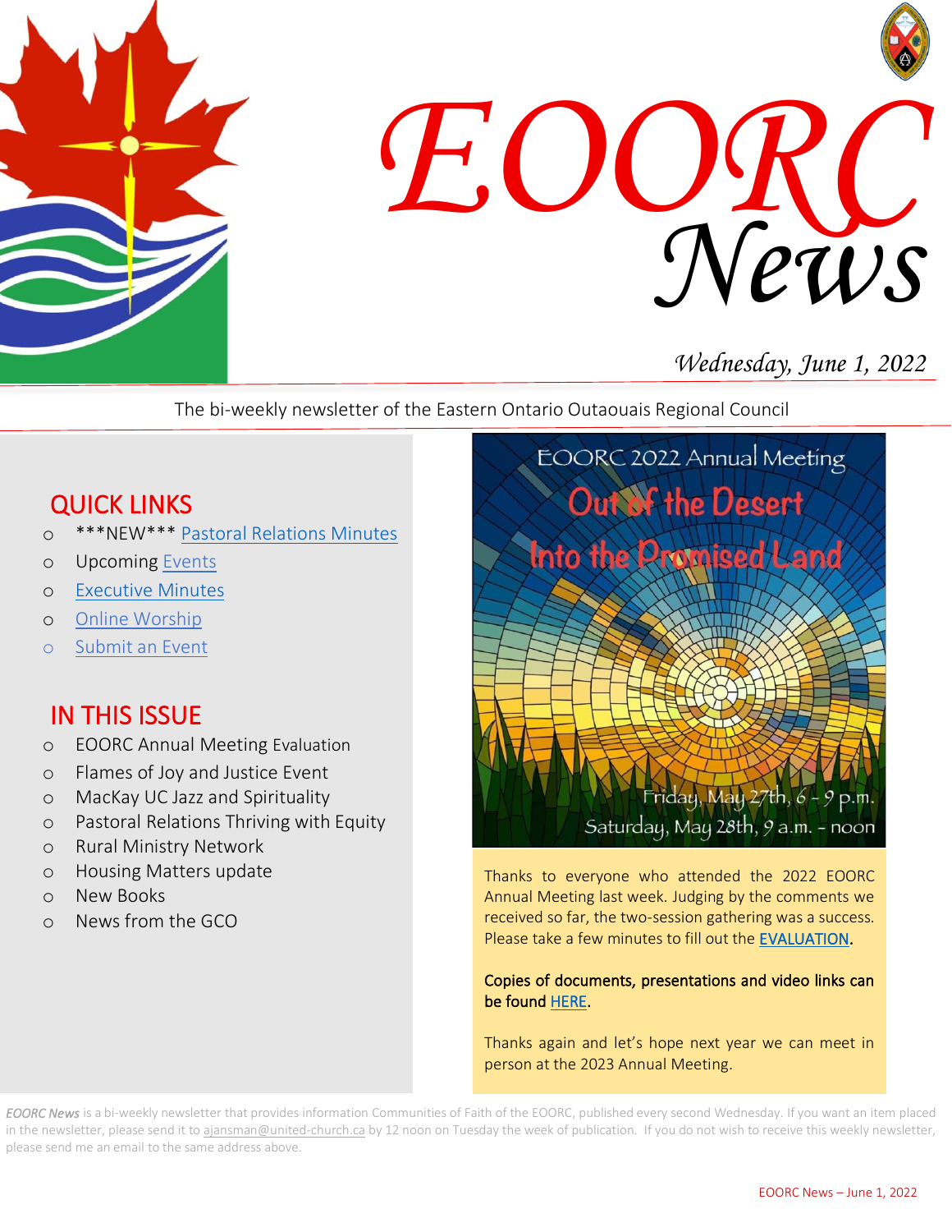# EOORC News

*Wednesday, June 1, 2022*

The bi-weekly newsletter of the Eastern Ontario Outaouais Regional Council

## QUICK LINKS

- ***NEW*** Pastoral Relations Minutes
- Upcoming Events
- Executive Minutes
- Online Worship
- Submit an Event

## IN THIS ISSUE

- EOORC Annual Meeting Evaluation
- Flames of Joy and Justice Event
- MacKay UC Jazz and Spirituality
- Pastoral Relations Thriving with Equity
- Rural Ministry Network
- Housing Matters update
- New Books
- News from the GCO

EOORC 2022 Annual Meeting

Out of the Desert Into the Promised Land

Friday, May 27th, 6 - 9 p.m.
Saturday, May 28th, 9 a.m. - noon

Thanks to everyone who attended the 2022 EOORC Annual Meeting last week. Judging by the comments we received so far, the two-session gathering was a success. Please take a few minutes to fill out the EVALUATION.

Copies of documents, presentations and video links can be found HERE.

Thanks again and let's hope next year we can meet in person at the 2023 Annual Meeting.

*EOORC News* is a bi-weekly newsletter that provides information Communities of Faith of the EOORC, published every second Wednesday. If you want an item placed in the newsletter, please send it to ajansman@united-church.ca by 12 noon on Tuesday the week of publication. If you do not wish to receive this weekly newsletter, please send me an email to the same address above.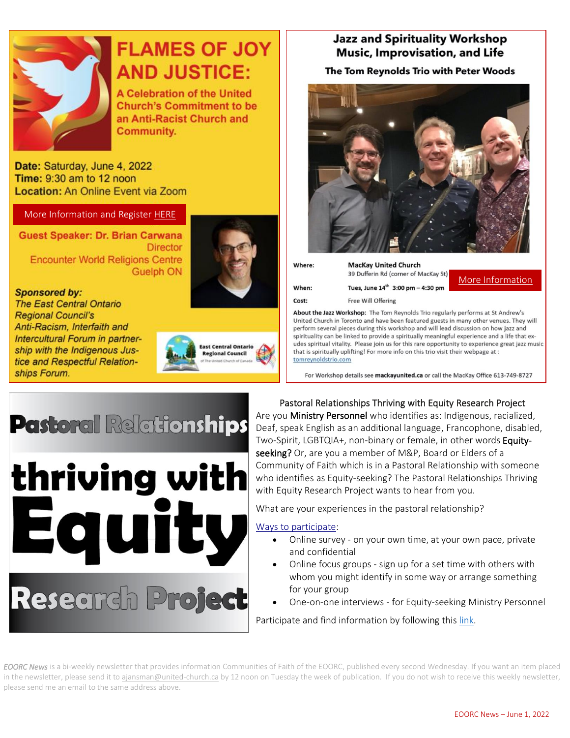# FLAMES OF JOY AND JUSTICE:

### A Celebration of the United Church's Commitment to be an Anti-Racist Church and Community.

**Date:** Saturday, June 4, 2022
**Time:** 9:30 am to 12 noon
**Location:** An Online Event via Zoom

More Information and Register HERE

**Guest Speaker: Dr. Brian Carwana**
Director
Encounter World Religions Centre
Guelph ON

***Sponsored by:***
*The East Central Ontario Regional Council's Anti-Racism, Interfaith and Intercultural Forum in partnership with the Indigenous Justice and Respectful Relationships Forum.*

East Central Ontario Regional Council
of The United Church of Canada

## Jazz and Spirituality Workshop
## Music, Improvisation, and Life

**The Tom Reynolds Trio with Peter Woods**

| | |
|---|---|
| Where: | **MacKay United Church** 39 Dufferin Rd (corner of MacKay St) |
| When: | **Tues, June 14th 3:00 pm – 4:30 pm** |
| Cost: | Free Will Offering |

More Information

**About the Jazz Workshop:** The Tom Reynolds Trio regularly performs at St Andrew's United Church in Toronto and have been featured guests in many other venues. They will perform several pieces during this workshop and will lead discussion on how jazz and spirituality can be linked to provide a spiritually meaningful experience and a life that exudes spiritual vitality. Please join us for this rare opportunity to experience great jazz music that is spiritually uplifting! For more info on this trio visit their webpage at : tomreynoldstrio.com

For Workshop details see **mackayunited.ca** or call the MacKay Office 613-749-8727

## Pastoral Relationships thriving with Equity Research Project

Pastoral Relationships Thriving with Equity Research Project

Are you Ministry Personnel who identifies as: Indigenous, racialized, Deaf, speak English as an additional language, Francophone, disabled, Two-Spirit, LGBTQIA+, non-binary or female, in other words Equity-seeking? Or, are you a member of M&P, Board or Elders of a Community of Faith which is in a Pastoral Relationship with someone who identifies as Equity-seeking? The Pastoral Relationships Thriving with Equity Research Project wants to hear from you.

What are your experiences in the pastoral relationship?

Ways to participate:

- Online survey - on your own time, at your own pace, private and confidential
- Online focus groups - sign up for a set time with others with whom you might identify in some way or arrange something for your group
- One-on-one interviews - for Equity-seeking Ministry Personnel

Participate and find information by following this link.

*EOORC News* is a bi-weekly newsletter that provides information Communities of Faith of the EOORC, published every second Wednesday. If you want an item placed in the newsletter, please send it to ajansman@united-church.ca by 12 noon on Tuesday the week of publication. If you do not wish to receive this weekly newsletter, please send me an email to the same address above.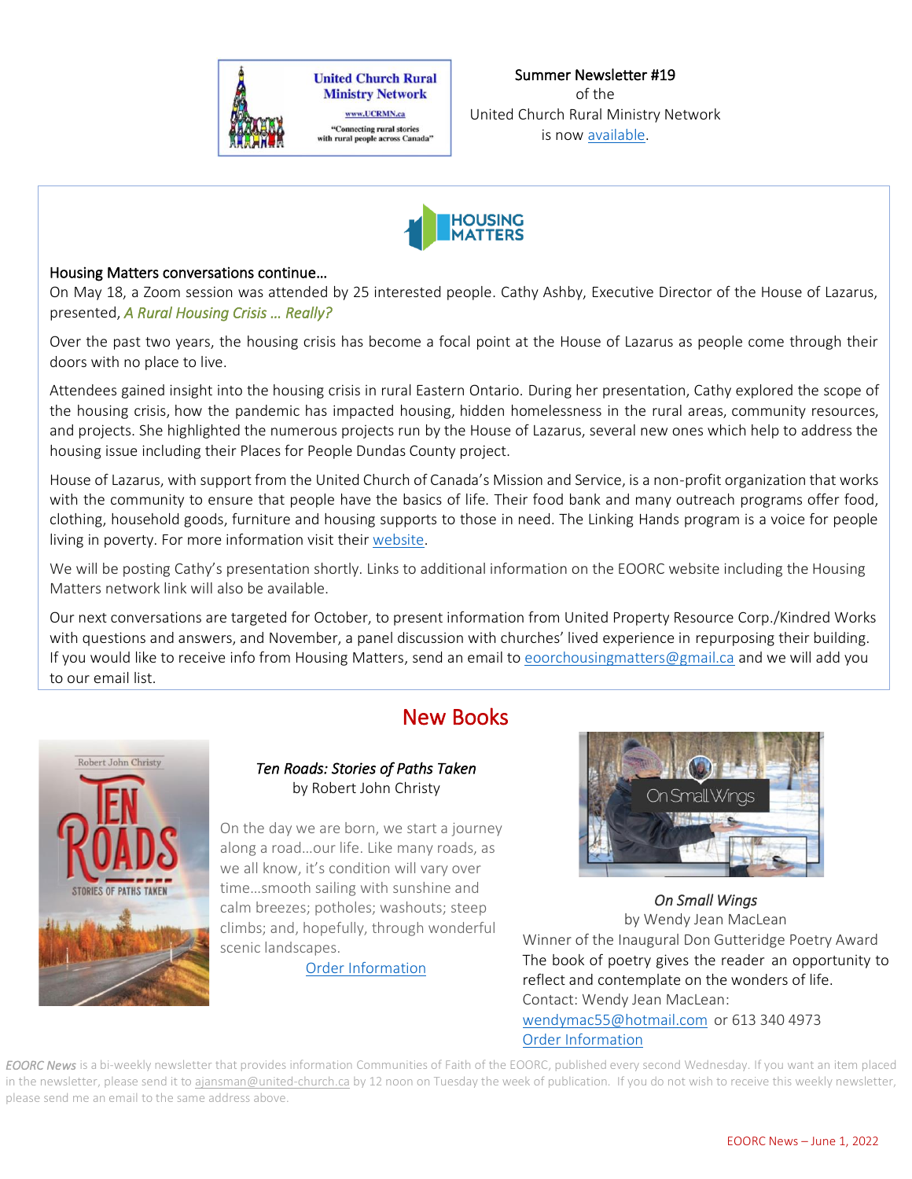Summer Newsletter #19
of the
United Church Rural Ministry Network
is now available.

### Housing Matters conversations continue…

On May 18, a Zoom session was attended by 25 interested people. Cathy Ashby, Executive Director of the House of Lazarus, presented, *A Rural Housing Crisis … Really?*

Over the past two years, the housing crisis has become a focal point at the House of Lazarus as people come through their doors with no place to live.

Attendees gained insight into the housing crisis in rural Eastern Ontario. During her presentation, Cathy explored the scope of the housing crisis, how the pandemic has impacted housing, hidden homelessness in the rural areas, community resources, and projects. She highlighted the numerous projects run by the House of Lazarus, several new ones which help to address the housing issue including their Places for People Dundas County project.

House of Lazarus, with support from the United Church of Canada's Mission and Service, is a non-profit organization that works with the community to ensure that people have the basics of life. Their food bank and many outreach programs offer food, clothing, household goods, furniture and housing supports to those in need. The Linking Hands program is a voice for people living in poverty. For more information visit their website.

We will be posting Cathy's presentation shortly. Links to additional information on the EOORC website including the Housing Matters network link will also be available.

Our next conversations are targeted for October, to present information from United Property Resource Corp./Kindred Works with questions and answers, and November, a panel discussion with churches' lived experience in repurposing their building. If you would like to receive info from Housing Matters, send an email to eoorchousingmatters@gmail.ca and we will add you to our email list.

## New Books

*Ten Roads: Stories of Paths Taken*
by Robert John Christy

On the day we are born, we start a journey along a road…our life. Like many roads, as we all know, it's condition will vary over time…smooth sailing with sunshine and calm breezes; potholes; washouts; steep climbs; and, hopefully, through wonderful scenic landscapes.

Order Information

*On Small Wings*
by Wendy Jean MacLean
Winner of the Inaugural Don Gutteridge Poetry Award
The book of poetry gives the reader an opportunity to reflect and contemplate on the wonders of life.
Contact: Wendy Jean MacLean:
wendymac55@hotmail.com or 613 340 4973
Order Information

*EOORC News* is a bi-weekly newsletter that provides information Communities of Faith of the EOORC, published every second Wednesday. If you want an item placed in the newsletter, please send it to ajansman@united-church.ca by 12 noon on Tuesday the week of publication. If you do not wish to receive this weekly newsletter, please send me an email to the same address above.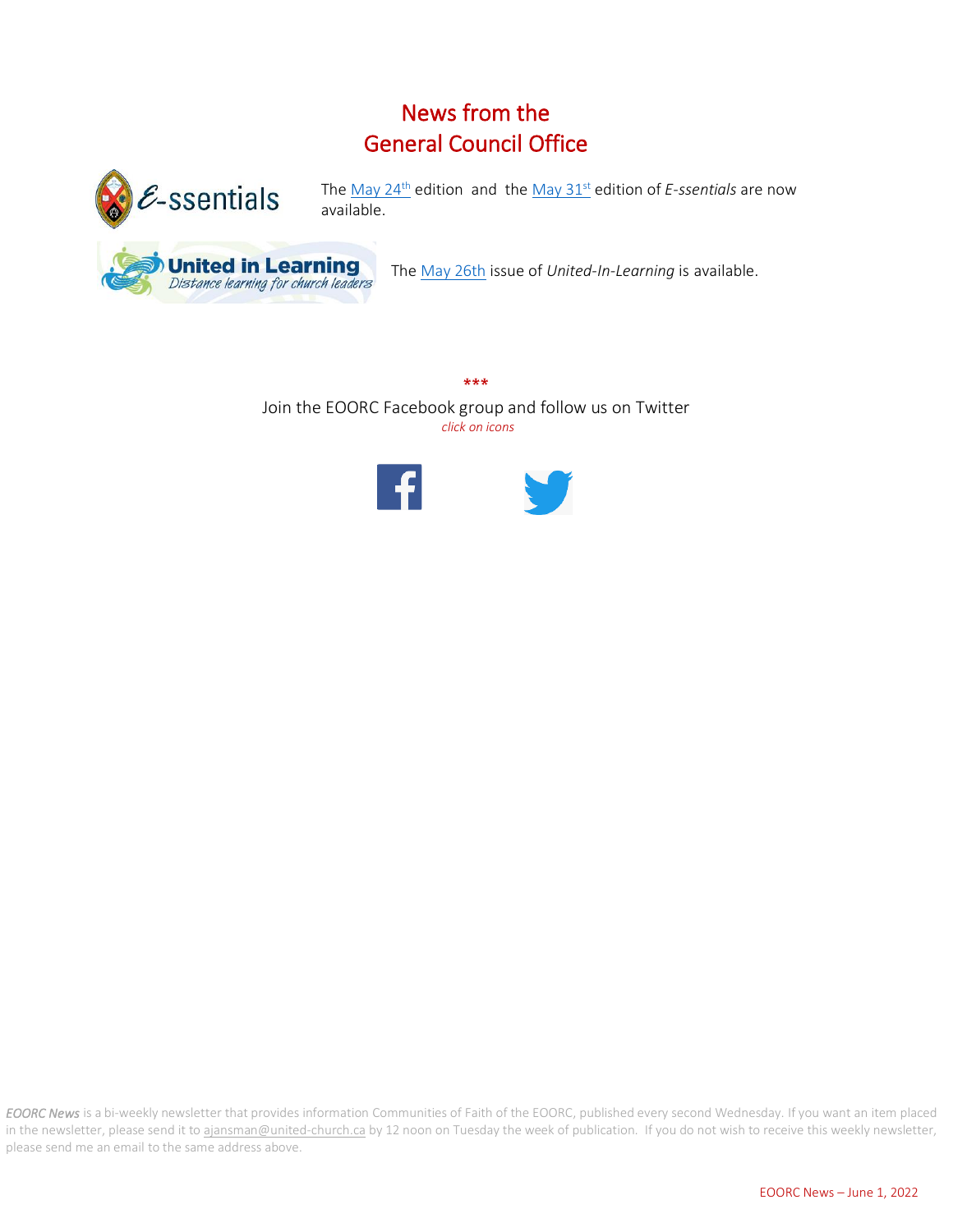# News from the General Council Office

The May 24th edition and the May 31st edition of *E-ssentials* are now available.

The May 26th issue of *United-In-Learning* is available.

\*\*\*

Join the EOORC Facebook group and follow us on Twitter

*click on icons*

*EOORC News* is a bi-weekly newsletter that provides information Communities of Faith of the EOORC, published every second Wednesday. If you want an item placed in the newsletter, please send it to ajansman@united-church.ca by 12 noon on Tuesday the week of publication. If you do not wish to receive this weekly newsletter, please send me an email to the same address above.